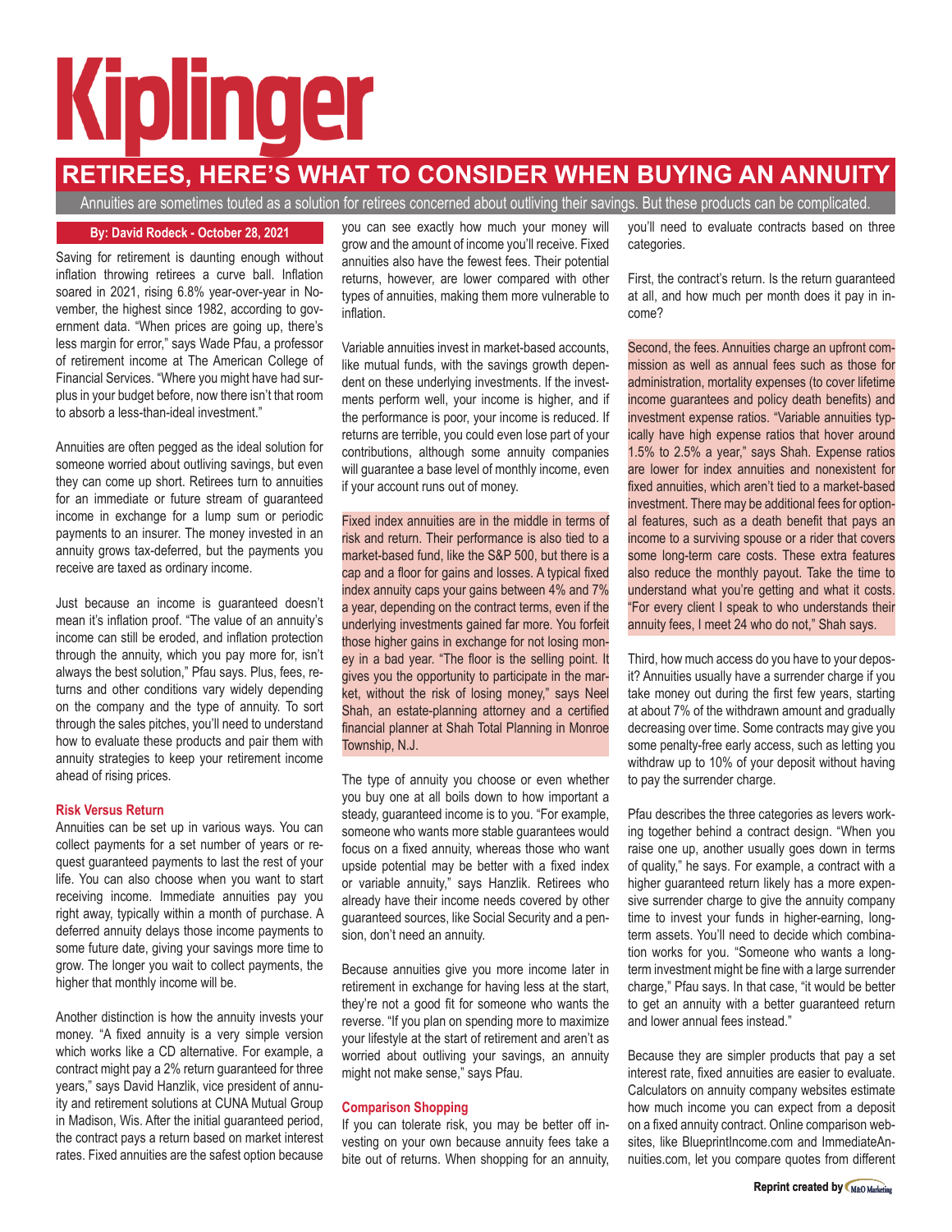# Kiplinger

## RETIREES, HERE'S WHAT TO CONSIDER WHEN BUYING AN ANNUITY

Annuities are sometimes touted as a solution for retirees concerned about outliving their savings. But these products can be complicated.

**By: David Rodeck - October 28, 2021**

Saving for retirement is daunting enough without inflation throwing retirees a curve ball. Inflation soared in 2021, rising 6.8% year-over-year in November, the highest since 1982, according to government data. "When prices are going up, there's less margin for error," says Wade Pfau, a professor of retirement income at The American College of Financial Services. "Where you might have had surplus in your budget before, now there isn't that room to absorb a less-than-ideal investment."

Annuities are often pegged as the ideal solution for someone worried about outliving savings, but even they can come up short. Retirees turn to annuities for an immediate or future stream of guaranteed income in exchange for a lump sum or periodic payments to an insurer. The money invested in an annuity grows tax-deferred, but the payments you receive are taxed as ordinary income.

Just because an income is guaranteed doesn't mean it's inflation proof. "The value of an annuity's income can still be eroded, and inflation protection through the annuity, which you pay more for, isn't always the best solution," Pfau says. Plus, fees, returns and other conditions vary widely depending on the company and the type of annuity. To sort through the sales pitches, you'll need to understand how to evaluate these products and pair them with annuity strategies to keep your retirement income ahead of rising prices.

### Risk Versus Return

Annuities can be set up in various ways. You can collect payments for a set number of years or request guaranteed payments to last the rest of your life. You can also choose when you want to start receiving income. Immediate annuities pay you right away, typically within a month of purchase. A deferred annuity delays those income payments to some future date, giving your savings more time to grow. The longer you wait to collect payments, the higher that monthly income will be.

Another distinction is how the annuity invests your money. "A fixed annuity is a very simple version which works like a CD alternative. For example, a contract might pay a 2% return guaranteed for three years," says David Hanzlik, vice president of annuity and retirement solutions at CUNA Mutual Group in Madison, Wis. After the initial guaranteed period, the contract pays a return based on market interest rates. Fixed annuities are the safest option because you can see exactly how much your money will grow and the amount of income you'll receive. Fixed annuities also have the fewest fees. Their potential returns, however, are lower compared with other types of annuities, making them more vulnerable to inflation.

Variable annuities invest in market-based accounts, like mutual funds, with the savings growth dependent on these underlying investments. If the investments perform well, your income is higher, and if the performance is poor, your income is reduced. If returns are terrible, you could even lose part of your contributions, although some annuity companies will guarantee a base level of monthly income, even if your account runs out of money.

Fixed index annuities are in the middle in terms of risk and return. Their performance is also tied to a market-based fund, like the S&P 500, but there is a cap and a floor for gains and losses. A typical fixed index annuity caps your gains between 4% and 7% a year, depending on the contract terms, even if the underlying investments gained far more. You forfeit those higher gains in exchange for not losing money in a bad year. "The floor is the selling point. It gives you the opportunity to participate in the market, without the risk of losing money," says Neel Shah, an estate-planning attorney and a certified financial planner at Shah Total Planning in Monroe Township, N.J.

The type of annuity you choose or even whether you buy one at all boils down to how important a steady, guaranteed income is to you. "For example, someone who wants more stable guarantees would focus on a fixed annuity, whereas those who want upside potential may be better with a fixed index or variable annuity," says Hanzlik. Retirees who already have their income needs covered by other guaranteed sources, like Social Security and a pension, don't need an annuity.

Because annuities give you more income later in retirement in exchange for having less at the start, they're not a good fit for someone who wants the reverse. "If you plan on spending more to maximize your lifestyle at the start of retirement and aren't as worried about outliving your savings, an annuity might not make sense," says Pfau.

### Comparison Shopping

If you can tolerate risk, you may be better off investing on your own because annuity fees take a bite out of returns. When shopping for an annuity, you'll need to evaluate contracts based on three categories.

First, the contract's return. Is the return guaranteed at all, and how much per month does it pay in income?

Second, the fees. Annuities charge an upfront commission as well as annual fees such as those for administration, mortality expenses (to cover lifetime income guarantees and policy death benefits) and investment expense ratios. "Variable annuities typically have high expense ratios that hover around 1.5% to 2.5% a year," says Shah. Expense ratios are lower for index annuities and nonexistent for fixed annuities, which aren't tied to a market-based investment. There may be additional fees for optional features, such as a death benefit that pays an income to a surviving spouse or a rider that covers some long-term care costs. These extra features also reduce the monthly payout. Take the time to understand what you're getting and what it costs. "For every client I speak to who understands their annuity fees, I meet 24 who do not," Shah says.

Third, how much access do you have to your deposit? Annuities usually have a surrender charge if you take money out during the first few years, starting at about 7% of the withdrawn amount and gradually decreasing over time. Some contracts may give you some penalty-free early access, such as letting you withdraw up to 10% of your deposit without having to pay the surrender charge.

Pfau describes the three categories as levers working together behind a contract design. "When you raise one up, another usually goes down in terms of quality," he says. For example, a contract with a higher guaranteed return likely has a more expensive surrender charge to give the annuity company time to invest your funds in higher-earning, long-term assets. You'll need to decide which combination works for you. "Someone who wants a long-term investment might be fine with a large surrender charge," Pfau says. In that case, "it would be better to get an annuity with a better guaranteed return and lower annual fees instead."

Because they are simpler products that pay a set interest rate, fixed annuities are easier to evaluate. Calculators on annuity company websites estimate how much income you can expect from a deposit on a fixed annuity contract. Online comparison websites, like BlueprintIncome.com and ImmediateAnnuities.com, let you compare quotes from different

Reprint created by M&O Marketing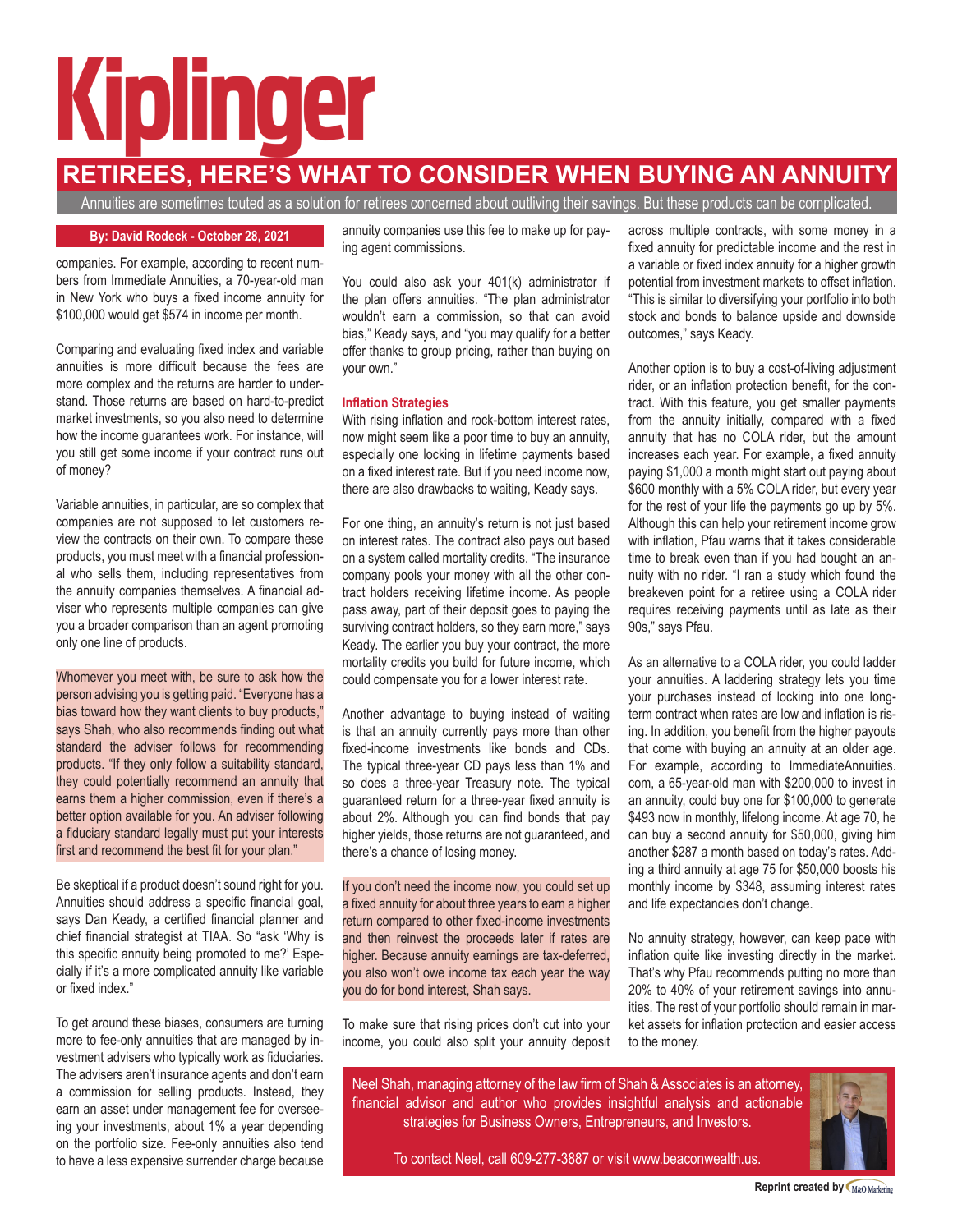# Kiplinger

## RETIREES, HERE'S WHAT TO CONSIDER WHEN BUYING AN ANNUITY

Annuities are sometimes touted as a solution for retirees concerned about outliving their savings. But these products can be complicated.

**By: David Rodeck - October 28, 2021**

companies. For example, according to recent numbers from Immediate Annuities, a 70-year-old man in New York who buys a fixed income annuity for $100,000 would get $574 in income per month.

Comparing and evaluating fixed index and variable annuities is more difficult because the fees are more complex and the returns are harder to understand. Those returns are based on hard-to-predict market investments, so you also need to determine how the income guarantees work. For instance, will you still get some income if your contract runs out of money?

Variable annuities, in particular, are so complex that companies are not supposed to let customers review the contracts on their own. To compare these products, you must meet with a financial professional who sells them, including representatives from the annuity companies themselves. A financial adviser who represents multiple companies can give you a broader comparison than an agent promoting only one line of products.

Whomever you meet with, be sure to ask how the person advising you is getting paid. "Everyone has a bias toward how they want clients to buy products," says Shah, who also recommends finding out what standard the adviser follows for recommending products. "If they only follow a suitability standard, they could potentially recommend an annuity that earns them a higher commission, even if there's a better option available for you. An adviser following a fiduciary standard legally must put your interests first and recommend the best fit for your plan."

Be skeptical if a product doesn't sound right for you. Annuities should address a specific financial goal, says Dan Keady, a certified financial planner and chief financial strategist at TIAA. So "ask 'Why is this specific annuity being promoted to me?' Especially if it's a more complicated annuity like variable or fixed index."

To get around these biases, consumers are turning more to fee-only annuities that are managed by investment advisers who typically work as fiduciaries. The advisers aren't insurance agents and don't earn a commission for selling products. Instead, they earn an asset under management fee for overseeing your investments, about 1% a year depending on the portfolio size. Fee-only annuities also tend to have a less expensive surrender charge because annuity companies use this fee to make up for paying agent commissions.

You could also ask your 401(k) administrator if the plan offers annuities. "The plan administrator wouldn't earn a commission, so that can avoid bias," Keady says, and "you may qualify for a better offer thanks to group pricing, rather than buying on your own."

### Inflation Strategies

With rising inflation and rock-bottom interest rates, now might seem like a poor time to buy an annuity, especially one locking in lifetime payments based on a fixed interest rate. But if you need income now, there are also drawbacks to waiting, Keady says.

For one thing, an annuity's return is not just based on interest rates. The contract also pays out based on a system called mortality credits. "The insurance company pools your money with all the other contract holders receiving lifetime income. As people pass away, part of their deposit goes to paying the surviving contract holders, so they earn more," says Keady. The earlier you buy your contract, the more mortality credits you build for future income, which could compensate you for a lower interest rate.

Another advantage to buying instead of waiting is that an annuity currently pays more than other fixed-income investments like bonds and CDs. The typical three-year CD pays less than 1% and so does a three-year Treasury note. The typical guaranteed return for a three-year fixed annuity is about 2%. Although you can find bonds that pay higher yields, those returns are not guaranteed, and there's a chance of losing money.

If you don't need the income now, you could set up a fixed annuity for about three years to earn a higher return compared to other fixed-income investments and then reinvest the proceeds later if rates are higher. Because annuity earnings are tax-deferred, you also won't owe income tax each year the way you do for bond interest, Shah says.

To make sure that rising prices don't cut into your income, you could also split your annuity deposit across multiple contracts, with some money in a fixed annuity for predictable income and the rest in a variable or fixed index annuity for a higher growth potential from investment markets to offset inflation. "This is similar to diversifying your portfolio into both stock and bonds to balance upside and downside outcomes," says Keady.

Another option is to buy a cost-of-living adjustment rider, or an inflation protection benefit, for the contract. With this feature, you get smaller payments from the annuity initially, compared with a fixed annuity that has no COLA rider, but the amount increases each year. For example, a fixed annuity paying $1,000 a month might start out paying about $600 monthly with a 5% COLA rider, but every year for the rest of your life the payments go up by 5%. Although this can help your retirement income grow with inflation, Pfau warns that it takes considerable time to break even than if you had bought an annuity with no rider. "I ran a study which found the breakeven point for a retiree using a COLA rider requires receiving payments until as late as their 90s," says Pfau.

As an alternative to a COLA rider, you could ladder your annuities. A laddering strategy lets you time your purchases instead of locking into one long-term contract when rates are low and inflation is rising. In addition, you benefit from the higher payouts that come with buying an annuity at an older age. For example, according to ImmediateAnnuities.com, a 65-year-old man with $200,000 to invest in an annuity, could buy one for $100,000 to generate $493 now in monthly, lifelong income. At age 70, he can buy a second annuity for $50,000, giving him another $287 a month based on today's rates. Adding a third annuity at age 75 for $50,000 boosts his monthly income by $348, assuming interest rates and life expectancies don't change.

No annuity strategy, however, can keep pace with inflation quite like investing directly in the market. That's why Pfau recommends putting no more than 20% to 40% of your retirement savings into annuities. The rest of your portfolio should remain in market assets for inflation protection and easier access to the money.

Neel Shah, managing attorney of the law firm of Shah & Associates is an attorney, financial advisor and author who provides insightful analysis and actionable strategies for Business Owners, Entrepreneurs, and Investors.

To contact Neel, call 609-277-3887 or visit www.beaconwealth.us.

Reprint created by M&O Marketing